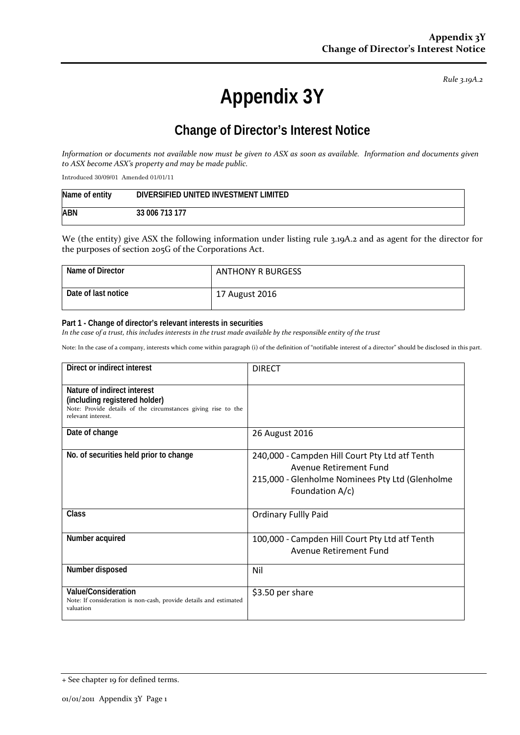*Rule 3.19A.2*

# Appendix 3Y

## Change of Director's Interest Notice

*Information or documents not available now must be given to ASX as soon as available. Information and documents given to ASX become ASX's property and may be made public.*

Introduced 30/09/01 Amended 01/01/11

| Name of entity | DIVERSIFIED UNITED INVESTMENT LIMITED |
|---|---|
| ABN | 33 006 713 177 |

We (the entity) give ASX the following information under listing rule 3.19A.2 and as agent for the director for the purposes of section 205G of the Corporations Act.

| Name of Director | ANTHONY R BURGESS |
|---|---|
| Date of last notice | 17 August 2016 |

**Part 1 - Change of director's relevant interests in securities**

*In the case of a trust, this includes interests in the trust made available by the responsible entity of the trust*

Note: In the case of a company, interests which come within paragraph (i) of the definition of "notifiable interest of a director" should be disclosed in this part.

| Direct or indirect interest | DIRECT |
|---|---|
| **Nature of indirect interest (including registered holder)**<br>Note: Provide details of the circumstances giving rise to the relevant interest. | |
| Date of change | 26 August 2016 |
| No. of securities held prior to change | 240,000 - Campden Hill Court Pty Ltd atf Tenth Avenue Retirement Fund<br>215,000 - Glenholme Nominees Pty Ltd (Glenholme Foundation A/c) |
| Class | Ordinary Fullly Paid |
| Number acquired | 100,000 - Campden Hill Court Pty Ltd atf Tenth Avenue Retirement Fund |
| Number disposed | Nil |
| **Value/Consideration**<br>Note: If consideration is non-cash, provide details and estimated valuation | \$3.50 per share |

+ See chapter 19 for defined terms.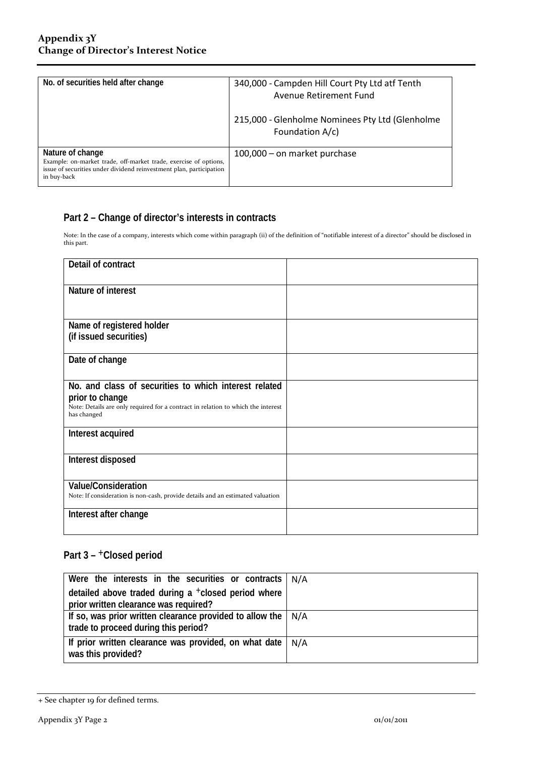| | |
|---|---|
| **No. of securities held after change** | 340,000 - Campden Hill Court Pty Ltd atf Tenth Avenue Retirement Fund<br><br>215,000 - Glenholme Nominees Pty Ltd (Glenholme Foundation A/c) |
| **Nature of change**<br>Example: on-market trade, off-market trade, exercise of options, issue of securities under dividend reinvestment plan, participation in buy-back | 100,000 – on market purchase |

## Part 2 – Change of director's interests in contracts

Note: In the case of a company, interests which come within paragraph (ii) of the definition of "notifiable interest of a director" should be disclosed in this part.

| | |
|---|---|
| **Detail of contract** | |
| **Nature of interest** | |
| **Name of registered holder**<br>**(if issued securities)** | |
| **Date of change** | |
| **No. and class of securities to which interest related prior to change**<br>Note: Details are only required for a contract in relation to which the interest has changed | |
| **Interest acquired** | |
| **Interest disposed** | |
| **Value/Consideration**<br>Note: If consideration is non-cash, provide details and an estimated valuation | |
| **Interest after change** | |

## Part 3 – +Closed period

| | |
|---|---|
| **Were the interests in the securities or contracts detailed above traded during a +closed period where prior written clearance was required?** | N/A |
| **If so, was prior written clearance provided to allow the trade to proceed during this period?** | N/A |
| **If prior written clearance was provided, on what date was this provided?** | N/A |

+ See chapter 19 for defined terms.